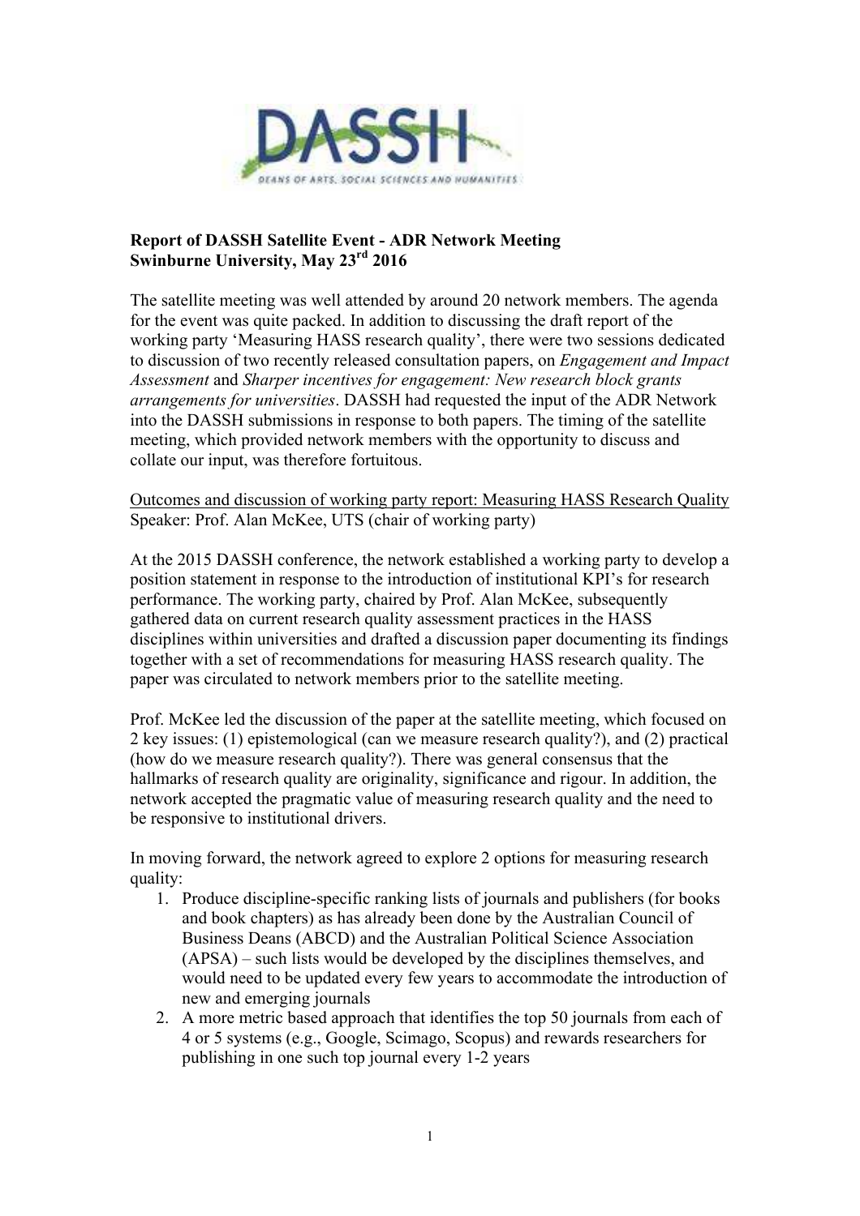**Report of DASSH Satellite Event - ADR Network Meeting**
**Swinburne University, May 23rd 2016**

The satellite meeting was well attended by around 20 network members. The agenda for the event was quite packed. In addition to discussing the draft report of the working party 'Measuring HASS research quality', there were two sessions dedicated to discussion of two recently released consultation papers, on *Engagement and Impact Assessment* and *Sharper incentives for engagement: New research block grants arrangements for universities*. DASSH had requested the input of the ADR Network into the DASSH submissions in response to both papers. The timing of the satellite meeting, which provided network members with the opportunity to discuss and collate our input, was therefore fortuitous.

<u>Outcomes and discussion of working party report: Measuring HASS Research Quality</u>
Speaker: Prof. Alan McKee, UTS (chair of working party)

At the 2015 DASSH conference, the network established a working party to develop a position statement in response to the introduction of institutional KPI's for research performance. The working party, chaired by Prof. Alan McKee, subsequently gathered data on current research quality assessment practices in the HASS disciplines within universities and drafted a discussion paper documenting its findings together with a set of recommendations for measuring HASS research quality. The paper was circulated to network members prior to the satellite meeting.

Prof. McKee led the discussion of the paper at the satellite meeting, which focused on 2 key issues: (1) epistemological (can we measure research quality?), and (2) practical (how do we measure research quality?). There was general consensus that the hallmarks of research quality are originality, significance and rigour. In addition, the network accepted the pragmatic value of measuring research quality and the need to be responsive to institutional drivers.

In moving forward, the network agreed to explore 2 options for measuring research quality:

1. Produce discipline-specific ranking lists of journals and publishers (for books and book chapters) as has already been done by the Australian Council of Business Deans (ABCD) and the Australian Political Science Association (APSA) – such lists would be developed by the disciplines themselves, and would need to be updated every few years to accommodate the introduction of new and emerging journals
2. A more metric based approach that identifies the top 50 journals from each of 4 or 5 systems (e.g., Google, Scimago, Scopus) and rewards researchers for publishing in one such top journal every 1-2 years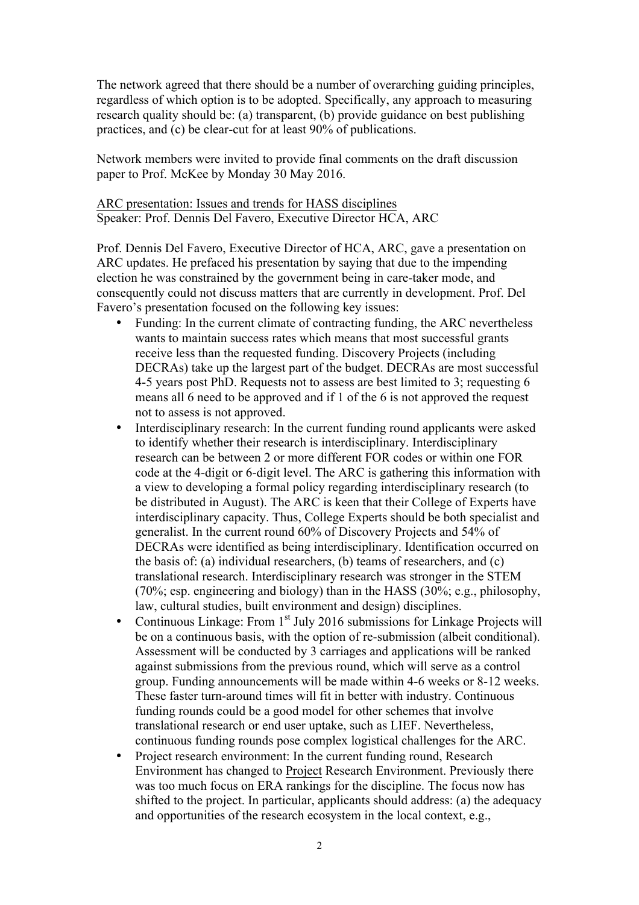The network agreed that there should be a number of overarching guiding principles, regardless of which option is to be adopted. Specifically, any approach to measuring research quality should be: (a) transparent, (b) provide guidance on best publishing practices, and (c) be clear-cut for at least 90% of publications.

Network members were invited to provide final comments on the draft discussion paper to Prof. McKee by Monday 30 May 2016.

<u>ARC presentation: Issues and trends for HASS disciplines</u>
Speaker: Prof. Dennis Del Favero, Executive Director HCA, ARC

Prof. Dennis Del Favero, Executive Director of HCA, ARC, gave a presentation on ARC updates. He prefaced his presentation by saying that due to the impending election he was constrained by the government being in care-taker mode, and consequently could not discuss matters that are currently in development. Prof. Del Favero's presentation focused on the following key issues:

- Funding: In the current climate of contracting funding, the ARC nevertheless wants to maintain success rates which means that most successful grants receive less than the requested funding. Discovery Projects (including DECRAs) take up the largest part of the budget. DECRAs are most successful 4-5 years post PhD. Requests not to assess are best limited to 3; requesting 6 means all 6 need to be approved and if 1 of the 6 is not approved the request not to assess is not approved.
- Interdisciplinary research: In the current funding round applicants were asked to identify whether their research is interdisciplinary. Interdisciplinary research can be between 2 or more different FOR codes or within one FOR code at the 4-digit or 6-digit level. The ARC is gathering this information with a view to developing a formal policy regarding interdisciplinary research (to be distributed in August). The ARC is keen that their College of Experts have interdisciplinary capacity. Thus, College Experts should be both specialist and generalist. In the current round 60% of Discovery Projects and 54% of DECRAs were identified as being interdisciplinary. Identification occurred on the basis of: (a) individual researchers, (b) teams of researchers, and (c) translational research. Interdisciplinary research was stronger in the STEM (70%; esp. engineering and biology) than in the HASS (30%; e.g., philosophy, law, cultural studies, built environment and design) disciplines.
- Continuous Linkage: From 1st July 2016 submissions for Linkage Projects will be on a continuous basis, with the option of re-submission (albeit conditional). Assessment will be conducted by 3 carriages and applications will be ranked against submissions from the previous round, which will serve as a control group. Funding announcements will be made within 4-6 weeks or 8-12 weeks. These faster turn-around times will fit in better with industry. Continuous funding rounds could be a good model for other schemes that involve translational research or end user uptake, such as LIEF. Nevertheless, continuous funding rounds pose complex logistical challenges for the ARC.
- Project research environment: In the current funding round, Research Environment has changed to <u>Project</u> Research Environment. Previously there was too much focus on ERA rankings for the discipline. The focus now has shifted to the project. In particular, applicants should address: (a) the adequacy and opportunities of the research ecosystem in the local context, e.g.,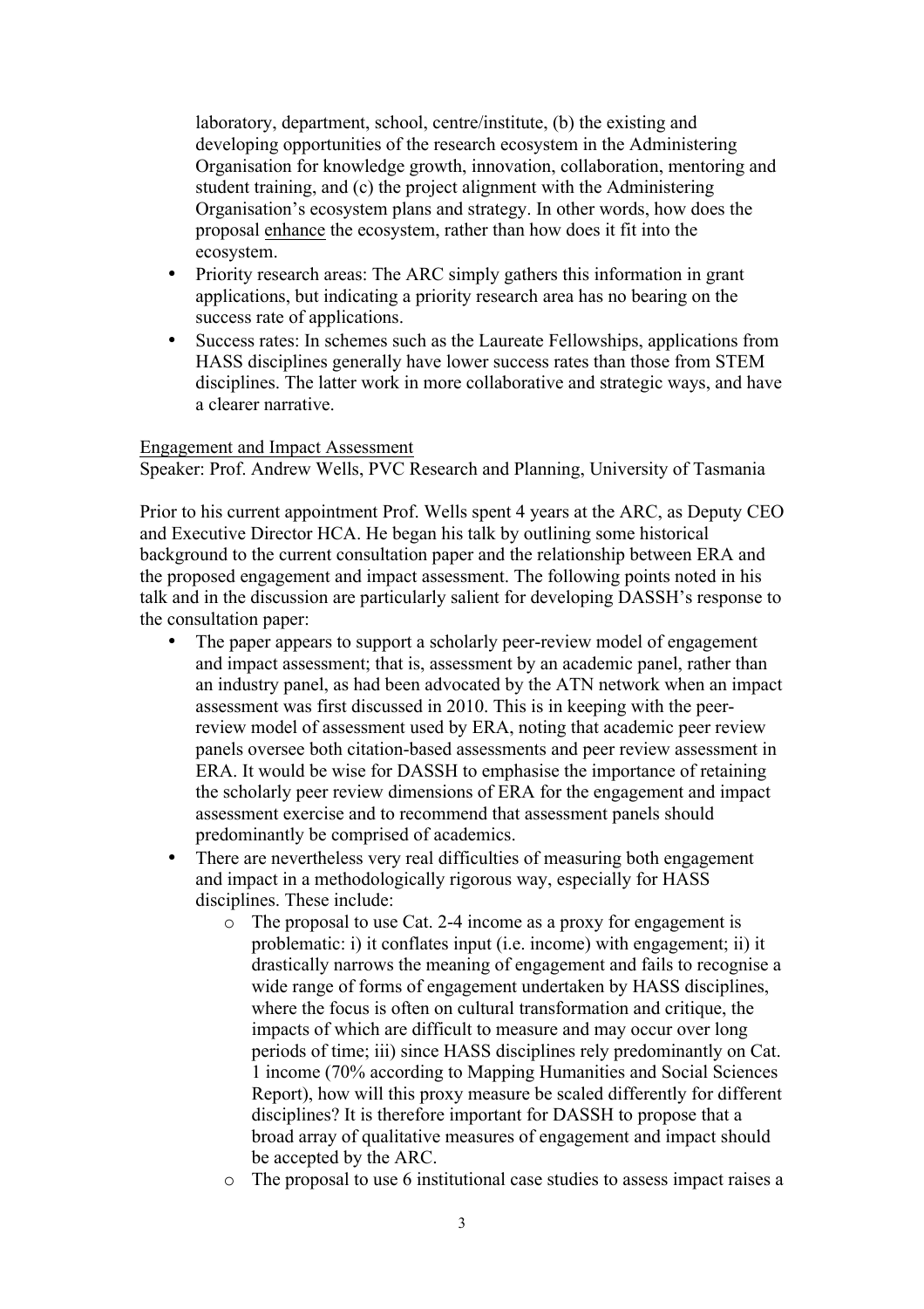laboratory, department, school, centre/institute, (b) the existing and developing opportunities of the research ecosystem in the Administering Organisation for knowledge growth, innovation, collaboration, mentoring and student training, and (c) the project alignment with the Administering Organisation's ecosystem plans and strategy. In other words, how does the proposal enhance the ecosystem, rather than how does it fit into the ecosystem.

- Priority research areas: The ARC simply gathers this information in grant applications, but indicating a priority research area has no bearing on the success rate of applications.
- Success rates: In schemes such as the Laureate Fellowships, applications from HASS disciplines generally have lower success rates than those from STEM disciplines. The latter work in more collaborative and strategic ways, and have a clearer narrative.

Engagement and Impact Assessment

Speaker: Prof. Andrew Wells, PVC Research and Planning, University of Tasmania

Prior to his current appointment Prof. Wells spent 4 years at the ARC, as Deputy CEO and Executive Director HCA. He began his talk by outlining some historical background to the current consultation paper and the relationship between ERA and the proposed engagement and impact assessment. The following points noted in his talk and in the discussion are particularly salient for developing DASSH's response to the consultation paper:

- The paper appears to support a scholarly peer-review model of engagement and impact assessment; that is, assessment by an academic panel, rather than an industry panel, as had been advocated by the ATN network when an impact assessment was first discussed in 2010. This is in keeping with the peer-review model of assessment used by ERA, noting that academic peer review panels oversee both citation-based assessments and peer review assessment in ERA. It would be wise for DASSH to emphasise the importance of retaining the scholarly peer review dimensions of ERA for the engagement and impact assessment exercise and to recommend that assessment panels should predominantly be comprised of academics.
- There are nevertheless very real difficulties of measuring both engagement and impact in a methodologically rigorous way, especially for HASS disciplines. These include:
    - The proposal to use Cat. 2-4 income as a proxy for engagement is problematic: i) it conflates input (i.e. income) with engagement; ii) it drastically narrows the meaning of engagement and fails to recognise a wide range of forms of engagement undertaken by HASS disciplines, where the focus is often on cultural transformation and critique, the impacts of which are difficult to measure and may occur over long periods of time; iii) since HASS disciplines rely predominantly on Cat. 1 income (70% according to Mapping Humanities and Social Sciences Report), how will this proxy measure be scaled differently for different disciplines? It is therefore important for DASSH to propose that a broad array of qualitative measures of engagement and impact should be accepted by the ARC.
    - The proposal to use 6 institutional case studies to assess impact raises a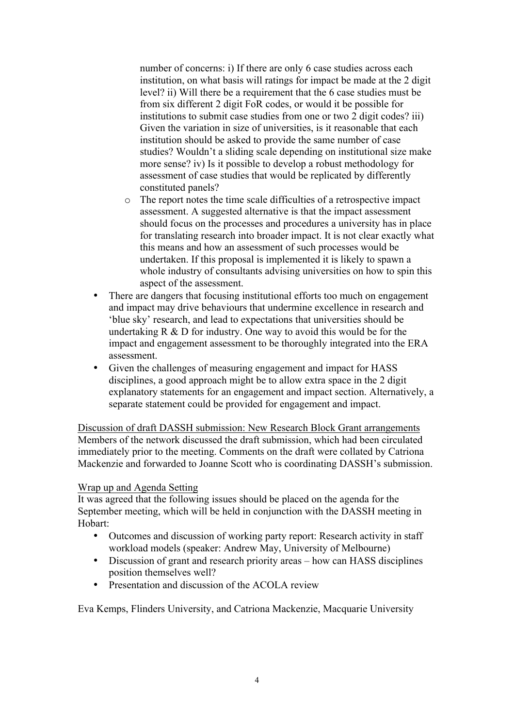number of concerns: i) If there are only 6 case studies across each institution, on what basis will ratings for impact be made at the 2 digit level? ii) Will there be a requirement that the 6 case studies must be from six different 2 digit FoR codes, or would it be possible for institutions to submit case studies from one or two 2 digit codes? iii) Given the variation in size of universities, is it reasonable that each institution should be asked to provide the same number of case studies? Wouldn't a sliding scale depending on institutional size make more sense? iv) Is it possible to develop a robust methodology for assessment of case studies that would be replicated by differently constituted panels?

  - The report notes the time scale difficulties of a retrospective impact assessment. A suggested alternative is that the impact assessment should focus on the processes and procedures a university has in place for translating research into broader impact. It is not clear exactly what this means and how an assessment of such processes would be undertaken. If this proposal is implemented it is likely to spawn a whole industry of consultants advising universities on how to spin this aspect of the assessment.

- There are dangers that focusing institutional efforts too much on engagement and impact may drive behaviours that undermine excellence in research and 'blue sky' research, and lead to expectations that universities should be undertaking R & D for industry. One way to avoid this would be for the impact and engagement assessment to be thoroughly integrated into the ERA assessment.
- Given the challenges of measuring engagement and impact for HASS disciplines, a good approach might be to allow extra space in the 2 digit explanatory statements for an engagement and impact section. Alternatively, a separate statement could be provided for engagement and impact.

<u>Discussion of draft DASSH submission: New Research Block Grant arrangements</u>
Members of the network discussed the draft submission, which had been circulated immediately prior to the meeting. Comments on the draft were collated by Catriona Mackenzie and forwarded to Joanne Scott who is coordinating DASSH's submission.

<u>Wrap up and Agenda Setting</u>
It was agreed that the following issues should be placed on the agenda for the September meeting, which will be held in conjunction with the DASSH meeting in Hobart:

- Outcomes and discussion of working party report: Research activity in staff workload models (speaker: Andrew May, University of Melbourne)
- Discussion of grant and research priority areas – how can HASS disciplines position themselves well?
- Presentation and discussion of the ACOLA review

Eva Kemps, Flinders University, and Catriona Mackenzie, Macquarie University